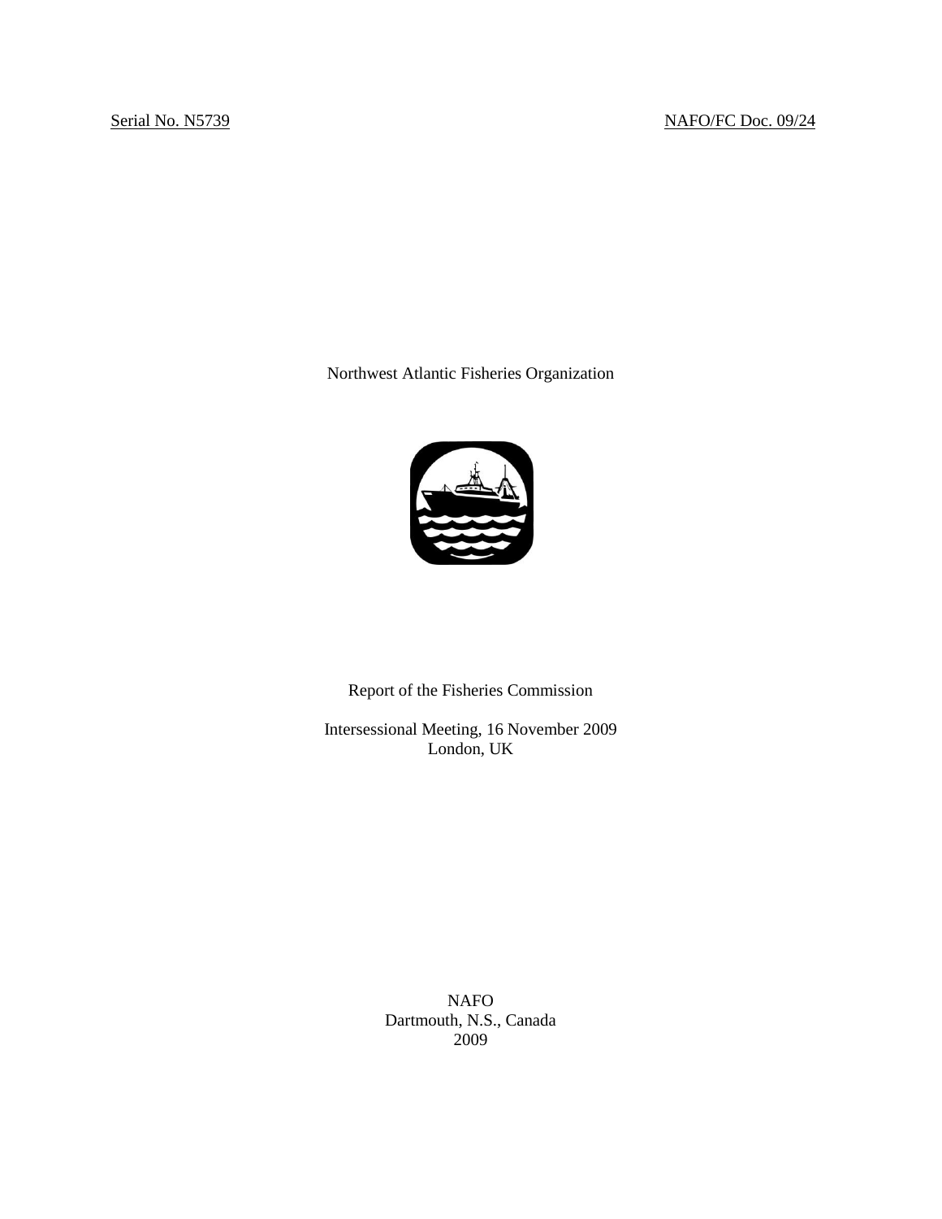Serial No. N5739 NAFO/FC Doc. 09/24

Northwest Atlantic Fisheries Organization

# Report of the Fisheries Commission

Intersessional Meeting, 16 November 2009
London, UK

NAFO
Dartmouth, N.S., Canada
2009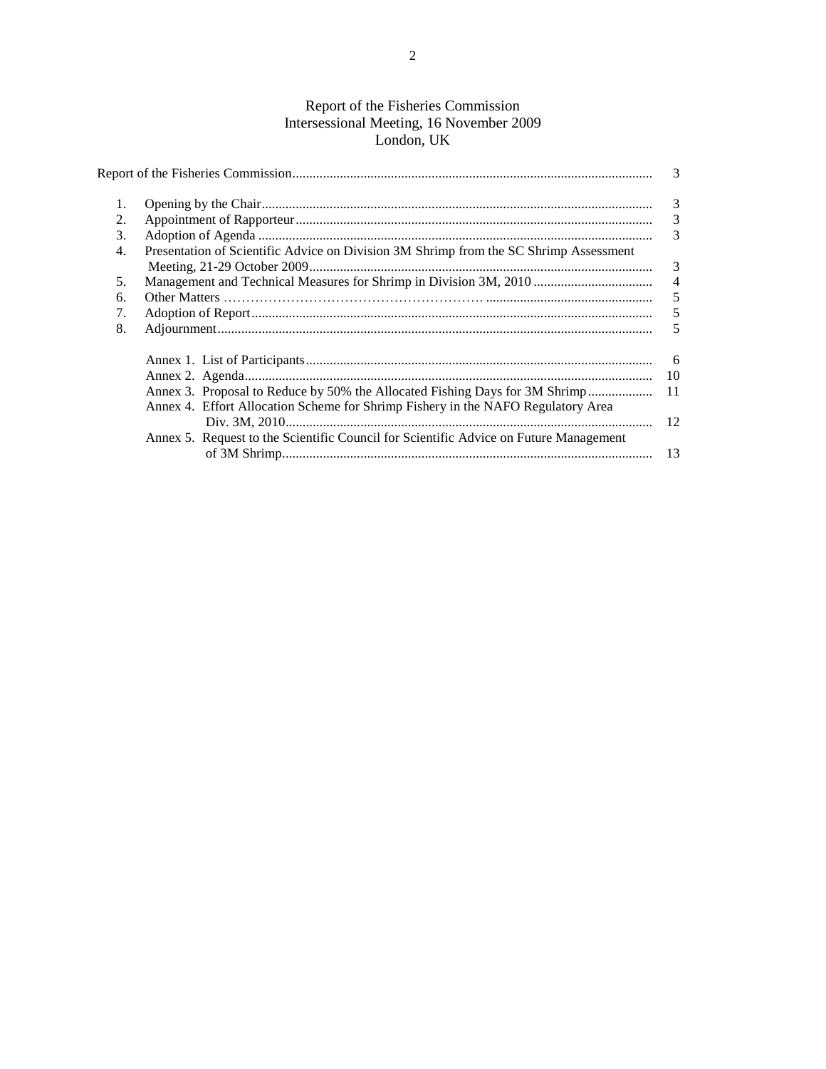# Report of the Fisheries Commission
## Intersessional Meeting, 16 November 2009
## London, UK

| | | |
|---|---|---|
| Report of the Fisheries Commission | | 3 |
| 1. | Opening by the Chair | 3 |
| 2. | Appointment of Rapporteur | 3 |
| 3. | Adoption of Agenda | 3 |
| 4. | Presentation of Scientific Advice on Division 3M Shrimp from the SC Shrimp Assessment Meeting, 21-29 October 2009 | 3 |
| 5. | Management and Technical Measures for Shrimp in Division 3M, 2010 | 4 |
| 6. | Other Matters | 5 |
| 7. | Adoption of Report | 5 |
| 8. | Adjournment | 5 |
| | Annex 1. List of Participants | 6 |
| | Annex 2. Agenda | 10 |
| | Annex 3. Proposal to Reduce by 50% the Allocated Fishing Days for 3M Shrimp | 11 |
| | Annex 4. Effort Allocation Scheme for Shrimp Fishery in the NAFO Regulatory Area Div. 3M, 2010 | 12 |
| | Annex 5. Request to the Scientific Council for Scientific Advice on Future Management of 3M Shrimp | 13 |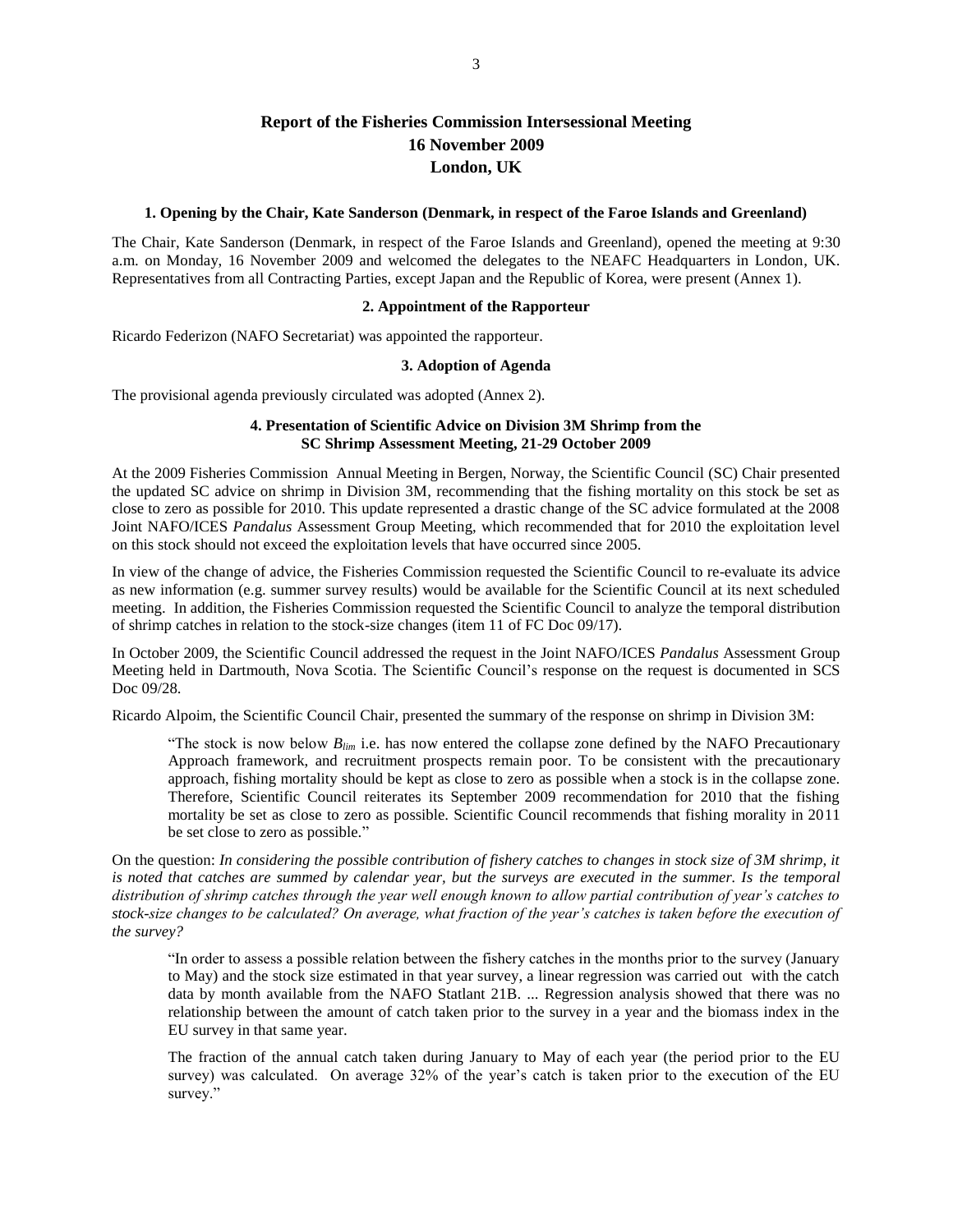# Report of the Fisheries Commission Intersessional Meeting
# 16 November 2009
# London, UK

### 1. Opening by the Chair, Kate Sanderson (Denmark, in respect of the Faroe Islands and Greenland)

The Chair, Kate Sanderson (Denmark, in respect of the Faroe Islands and Greenland), opened the meeting at 9:30 a.m. on Monday, 16 November 2009 and welcomed the delegates to the NEAFC Headquarters in London, UK. Representatives from all Contracting Parties, except Japan and the Republic of Korea, were present (Annex 1).

### 2. Appointment of the Rapporteur

Ricardo Federizon (NAFO Secretariat) was appointed the rapporteur.

### 3. Adoption of Agenda

The provisional agenda previously circulated was adopted (Annex 2).

### 4. Presentation of Scientific Advice on Division 3M Shrimp from the SC Shrimp Assessment Meeting, 21-29 October 2009

At the 2009 Fisheries Commission Annual Meeting in Bergen, Norway, the Scientific Council (SC) Chair presented the updated SC advice on shrimp in Division 3M, recommending that the fishing mortality on this stock be set as close to zero as possible for 2010. This update represented a drastic change of the SC advice formulated at the 2008 Joint NAFO/ICES *Pandalus* Assessment Group Meeting, which recommended that for 2010 the exploitation level on this stock should not exceed the exploitation levels that have occurred since 2005.

In view of the change of advice, the Fisheries Commission requested the Scientific Council to re-evaluate its advice as new information (e.g. summer survey results) would be available for the Scientific Council at its next scheduled meeting. In addition, the Fisheries Commission requested the Scientific Council to analyze the temporal distribution of shrimp catches in relation to the stock-size changes (item 11 of FC Doc 09/17).

In October 2009, the Scientific Council addressed the request in the Joint NAFO/ICES *Pandalus* Assessment Group Meeting held in Dartmouth, Nova Scotia. The Scientific Council's response on the request is documented in SCS Doc 09/28.

Ricardo Alpoim, the Scientific Council Chair, presented the summary of the response on shrimp in Division 3M:

> "The stock is now below $B_{lim}$ i.e. has now entered the collapse zone defined by the NAFO Precautionary Approach framework, and recruitment prospects remain poor. To be consistent with the precautionary approach, fishing mortality should be kept as close to zero as possible when a stock is in the collapse zone. Therefore, Scientific Council reiterates its September 2009 recommendation for 2010 that the fishing mortality be set as close to zero as possible. Scientific Council recommends that fishing morality in 2011 be set close to zero as possible."

On the question: *In considering the possible contribution of fishery catches to changes in stock size of 3M shrimp, it is noted that catches are summed by calendar year, but the surveys are executed in the summer. Is the temporal distribution of shrimp catches through the year well enough known to allow partial contribution of year's catches to stock-size changes to be calculated? On average, what fraction of the year's catches is taken before the execution of the survey?*

> "In order to assess a possible relation between the fishery catches in the months prior to the survey (January to May) and the stock size estimated in that year survey, a linear regression was carried out with the catch data by month available from the NAFO Statlant 21B. ... Regression analysis showed that there was no relationship between the amount of catch taken prior to the survey in a year and the biomass index in the EU survey in that same year.
>
> The fraction of the annual catch taken during January to May of each year (the period prior to the EU survey) was calculated. On average 32% of the year's catch is taken prior to the execution of the EU survey."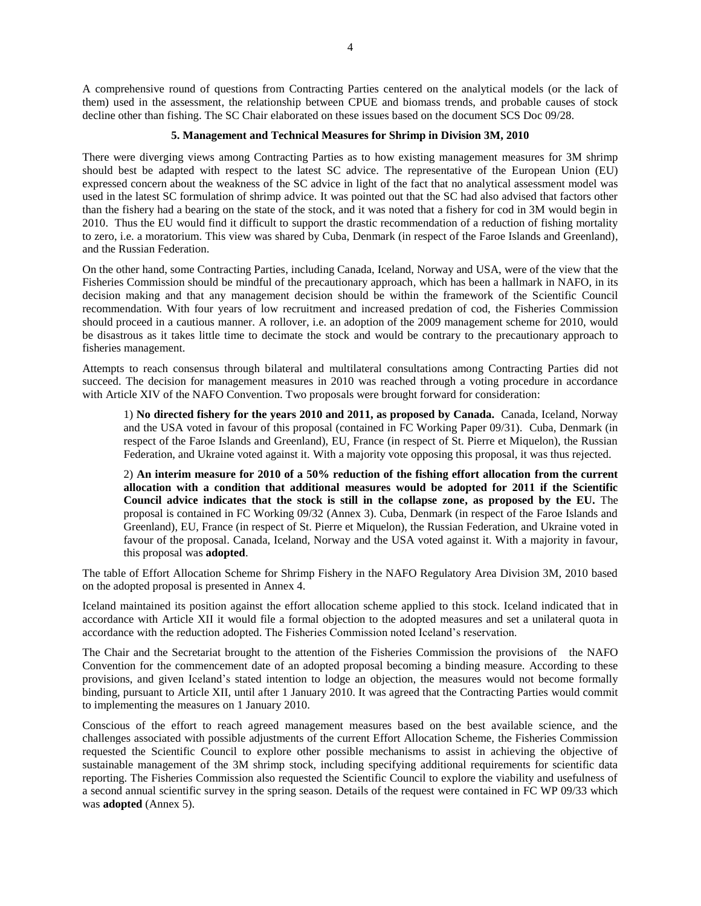A comprehensive round of questions from Contracting Parties centered on the analytical models (or the lack of them) used in the assessment, the relationship between CPUE and biomass trends, and probable causes of stock decline other than fishing. The SC Chair elaborated on these issues based on the document SCS Doc 09/28.

## 5. Management and Technical Measures for Shrimp in Division 3M, 2010

There were diverging views among Contracting Parties as to how existing management measures for 3M shrimp should best be adapted with respect to the latest SC advice. The representative of the European Union (EU) expressed concern about the weakness of the SC advice in light of the fact that no analytical assessment model was used in the latest SC formulation of shrimp advice. It was pointed out that the SC had also advised that factors other than the fishery had a bearing on the state of the stock, and it was noted that a fishery for cod in 3M would begin in 2010. Thus the EU would find it difficult to support the drastic recommendation of a reduction of fishing mortality to zero, i.e. a moratorium. This view was shared by Cuba, Denmark (in respect of the Faroe Islands and Greenland), and the Russian Federation.

On the other hand, some Contracting Parties, including Canada, Iceland, Norway and USA, were of the view that the Fisheries Commission should be mindful of the precautionary approach, which has been a hallmark in NAFO, in its decision making and that any management decision should be within the framework of the Scientific Council recommendation. With four years of low recruitment and increased predation of cod, the Fisheries Commission should proceed in a cautious manner. A rollover, i.e. an adoption of the 2009 management scheme for 2010, would be disastrous as it takes little time to decimate the stock and would be contrary to the precautionary approach to fisheries management.

Attempts to reach consensus through bilateral and multilateral consultations among Contracting Parties did not succeed. The decision for management measures in 2010 was reached through a voting procedure in accordance with Article XIV of the NAFO Convention. Two proposals were brought forward for consideration:

1) **No directed fishery for the years 2010 and 2011, as proposed by Canada.** Canada, Iceland, Norway and the USA voted in favour of this proposal (contained in FC Working Paper 09/31). Cuba, Denmark (in respect of the Faroe Islands and Greenland), EU, France (in respect of St. Pierre et Miquelon), the Russian Federation, and Ukraine voted against it. With a majority vote opposing this proposal, it was thus rejected.

2) **An interim measure for 2010 of a 50% reduction of the fishing effort allocation from the current allocation with a condition that additional measures would be adopted for 2011 if the Scientific Council advice indicates that the stock is still in the collapse zone, as proposed by the EU.** The proposal is contained in FC Working 09/32 (Annex 3). Cuba, Denmark (in respect of the Faroe Islands and Greenland), EU, France (in respect of St. Pierre et Miquelon), the Russian Federation, and Ukraine voted in favour of the proposal. Canada, Iceland, Norway and the USA voted against it. With a majority in favour, this proposal was **adopted**.

The table of Effort Allocation Scheme for Shrimp Fishery in the NAFO Regulatory Area Division 3M, 2010 based on the adopted proposal is presented in Annex 4.

Iceland maintained its position against the effort allocation scheme applied to this stock. Iceland indicated that in accordance with Article XII it would file a formal objection to the adopted measures and set a unilateral quota in accordance with the reduction adopted. The Fisheries Commission noted Iceland's reservation.

The Chair and the Secretariat brought to the attention of the Fisheries Commission the provisions of the NAFO Convention for the commencement date of an adopted proposal becoming a binding measure. According to these provisions, and given Iceland's stated intention to lodge an objection, the measures would not become formally binding, pursuant to Article XII, until after 1 January 2010. It was agreed that the Contracting Parties would commit to implementing the measures on 1 January 2010.

Conscious of the effort to reach agreed management measures based on the best available science, and the challenges associated with possible adjustments of the current Effort Allocation Scheme, the Fisheries Commission requested the Scientific Council to explore other possible mechanisms to assist in achieving the objective of sustainable management of the 3M shrimp stock, including specifying additional requirements for scientific data reporting. The Fisheries Commission also requested the Scientific Council to explore the viability and usefulness of a second annual scientific survey in the spring season. Details of the request were contained in FC WP 09/33 which was **adopted** (Annex 5).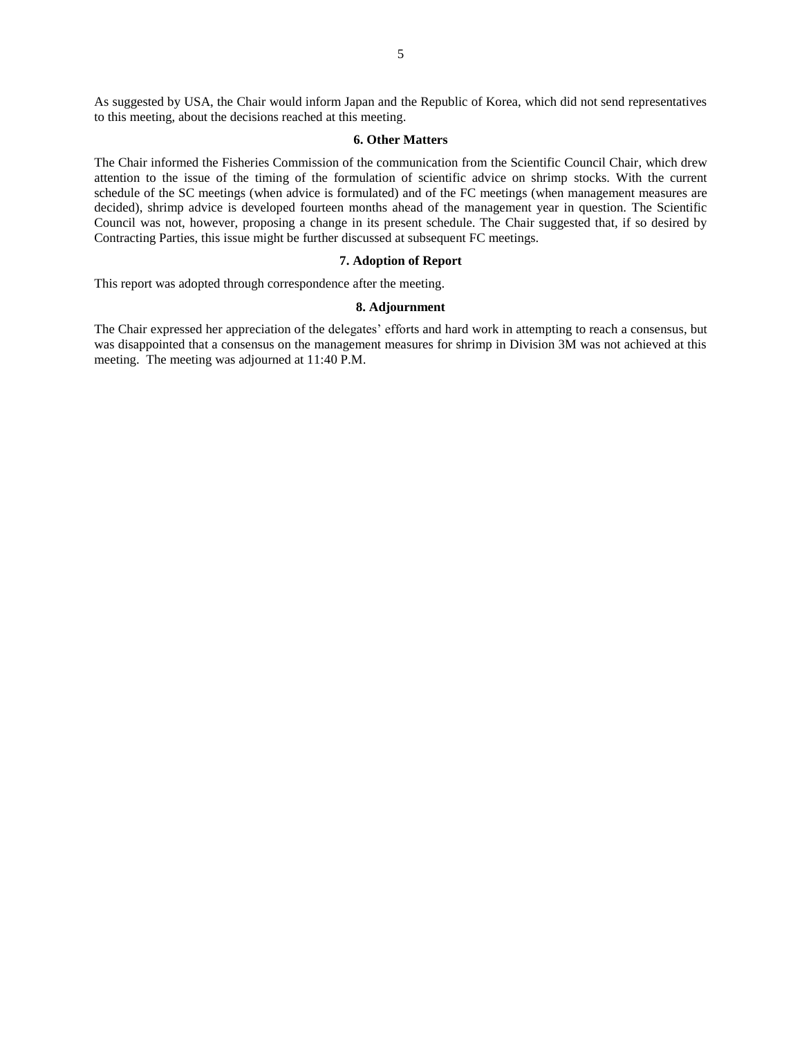As suggested by USA, the Chair would inform Japan and the Republic of Korea, which did not send representatives to this meeting, about the decisions reached at this meeting.

## 6. Other Matters

The Chair informed the Fisheries Commission of the communication from the Scientific Council Chair, which drew attention to the issue of the timing of the formulation of scientific advice on shrimp stocks. With the current schedule of the SC meetings (when advice is formulated) and of the FC meetings (when management measures are decided), shrimp advice is developed fourteen months ahead of the management year in question. The Scientific Council was not, however, proposing a change in its present schedule. The Chair suggested that, if so desired by Contracting Parties, this issue might be further discussed at subsequent FC meetings.

## 7. Adoption of Report

This report was adopted through correspondence after the meeting.

## 8. Adjournment

The Chair expressed her appreciation of the delegates' efforts and hard work in attempting to reach a consensus, but was disappointed that a consensus on the management measures for shrimp in Division 3M was not achieved at this meeting. The meeting was adjourned at 11:40 P.M.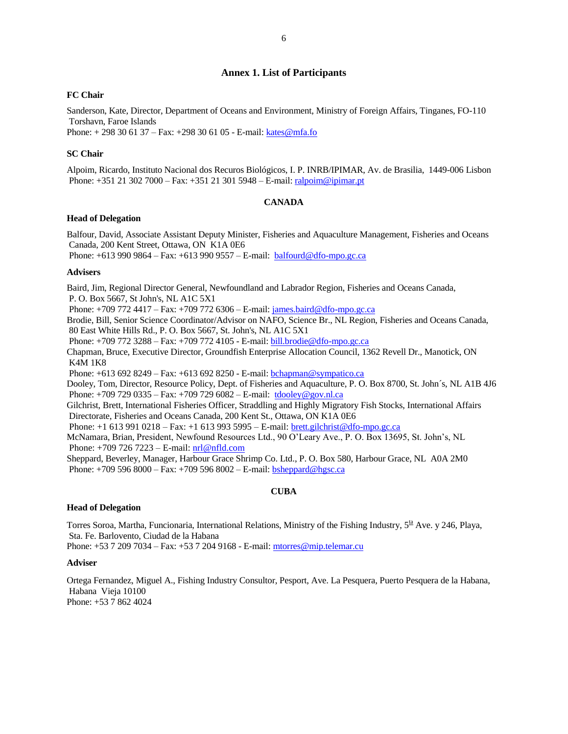## Annex 1. List of Participants

### FC Chair

Sanderson, Kate, Director, Department of Oceans and Environment, Ministry of Foreign Affairs, Tinganes, FO-110 Torshavn, Faroe Islands
Phone: + 298 30 61 37 – Fax: +298 30 61 05 - E-mail: kates@mfa.fo

### SC Chair

Alpoim, Ricardo, Instituto Nacional dos Recuros Biológicos, I. P. INRB/IPIMAR, Av. de Brasilia, 1449-006 Lisbon
Phone: +351 21 302 7000 – Fax: +351 21 301 5948 – E-mail: ralpoim@ipimar.pt

## CANADA

### Head of Delegation

Balfour, David, Associate Assistant Deputy Minister, Fisheries and Aquaculture Management, Fisheries and Oceans Canada, 200 Kent Street, Ottawa, ON K1A 0E6
Phone: +613 990 9864 – Fax: +613 990 9557 – E-mail: balfourd@dfo-mpo.gc.ca

### Advisers

Baird, Jim, Regional Director General, Newfoundland and Labrador Region, Fisheries and Oceans Canada, P. O. Box 5667, St John's, NL A1C 5X1
Phone: +709 772 4417 – Fax: +709 772 6306 – E-mail: james.baird@dfo-mpo.gc.ca
Brodie, Bill, Senior Science Coordinator/Advisor on NAFO, Science Br., NL Region, Fisheries and Oceans Canada, 80 East White Hills Rd., P. O. Box 5667, St. John's, NL A1C 5X1
Phone: +709 772 3288 – Fax: +709 772 4105 - E-mail: bill.brodie@dfo-mpo.gc.ca
Chapman, Bruce, Executive Director, Groundfish Enterprise Allocation Council, 1362 Revell Dr., Manotick, ON K4M 1K8
Phone: +613 692 8249 – Fax: +613 692 8250 - E-mail: bchapman@sympatico.ca
Dooley, Tom, Director, Resource Policy, Dept. of Fisheries and Aquaculture, P. O. Box 8700, St. John´s, NL A1B 4J6
Phone: +709 729 0335 – Fax: +709 729 6082 – E-mail: tdooley@gov.nl.ca
Gilchrist, Brett, International Fisheries Officer, Straddling and Highly Migratory Fish Stocks, International Affairs Directorate, Fisheries and Oceans Canada, 200 Kent St., Ottawa, ON K1A 0E6
Phone: +1 613 991 0218 – Fax: +1 613 993 5995 – E-mail: brett.gilchrist@dfo-mpo.gc.ca
McNamara, Brian, President, Newfound Resources Ltd., 90 O'Leary Ave., P. O. Box 13695, St. John's, NL
Phone: +709 726 7223 – E-mail: nrl@nfld.com
Sheppard, Beverley, Manager, Harbour Grace Shrimp Co. Ltd., P. O. Box 580, Harbour Grace, NL A0A 2M0
Phone: +709 596 8000 – Fax: +709 596 8002 – E-mail: bsheppard@hgsc.ca

## CUBA

### Head of Delegation

Torres Soroa, Martha, Funcionaria, International Relations, Ministry of the Fishing Industry, 5ta Ave. y 246, Playa, Sta. Fe. Barlovento, Ciudad de la Habana
Phone: +53 7 209 7034 – Fax: +53 7 204 9168 - E-mail: mtorres@mip.telemar.cu

### Adviser

Ortega Fernandez, Miguel A., Fishing Industry Consultor, Pesport, Ave. La Pesquera, Puerto Pesquera de la Habana, Habana Vieja 10100
Phone: +53 7 862 4024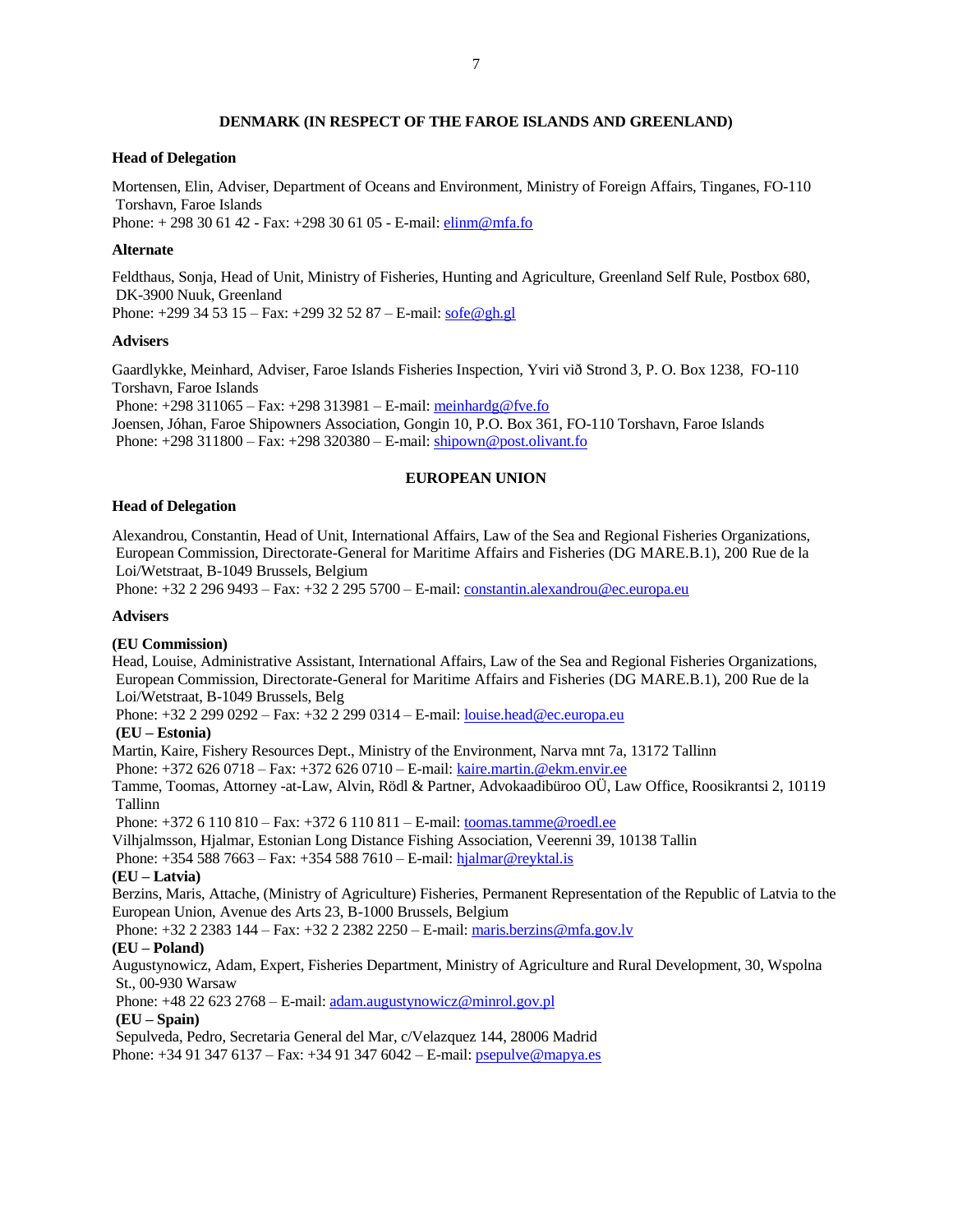## DENMARK (IN RESPECT OF THE FAROE ISLANDS AND GREENLAND)

**Head of Delegation**

Mortensen, Elin, Adviser, Department of Oceans and Environment, Ministry of Foreign Affairs, Tinganes, FO-110 Torshavn, Faroe Islands
Phone: + 298 30 61 42 - Fax: +298 30 61 05 - E-mail: elinm@mfa.fo

**Alternate**

Feldthaus, Sonja, Head of Unit, Ministry of Fisheries, Hunting and Agriculture, Greenland Self Rule, Postbox 680, DK-3900 Nuuk, Greenland
Phone: +299 34 53 15 – Fax: +299 32 52 87 – E-mail: sofe@gh.gl

**Advisers**

Gaardlykke, Meinhard, Adviser, Faroe Islands Fisheries Inspection, Yviri við Strond 3, P. O. Box 1238, FO-110 Torshavn, Faroe Islands
Phone: +298 311065 – Fax: +298 313981 – E-mail: meinhardg@fve.fo
Joensen, Jóhan, Faroe Shipowners Association, Gongin 10, P.O. Box 361, FO-110 Torshavn, Faroe Islands
Phone: +298 311800 – Fax: +298 320380 – E-mail: shipown@post.olivant.fo

## EUROPEAN UNION

**Head of Delegation**

Alexandrou, Constantin, Head of Unit, International Affairs, Law of the Sea and Regional Fisheries Organizations, European Commission, Directorate-General for Maritime Affairs and Fisheries (DG MARE.B.1), 200 Rue de la Loi/Wetstraat, B-1049 Brussels, Belgium
Phone: +32 2 296 9493 – Fax: +32 2 295 5700 – E-mail: constantin.alexandrou@ec.europa.eu

**Advisers**

**(EU Commission)**
Head, Louise, Administrative Assistant, International Affairs, Law of the Sea and Regional Fisheries Organizations, European Commission, Directorate-General for Maritime Affairs and Fisheries (DG MARE.B.1), 200 Rue de la Loi/Wetstraat, B-1049 Brussels, Belg
Phone: +32 2 299 0292 – Fax: +32 2 299 0314 – E-mail: louise.head@ec.europa.eu

**(EU – Estonia)**
Martin, Kaire, Fishery Resources Dept., Ministry of the Environment, Narva mnt 7a, 13172 Tallinn
Phone: +372 626 0718 – Fax: +372 626 0710 – E-mail: kaire.martin.@ekm.envir.ee
Tamme, Toomas, Attorney -at-Law, Alvin, Rödl & Partner, Advokaadibüroo OÜ, Law Office, Roosikrantsi 2, 10119 Tallinn
Phone: +372 6 110 810 – Fax: +372 6 110 811 – E-mail: toomas.tamme@roedl.ee
Vilhjalmsson, Hjalmar, Estonian Long Distance Fishing Association, Veerenni 39, 10138 Tallin
Phone: +354 588 7663 – Fax: +354 588 7610 – E-mail: hjalmar@reyktal.is

**(EU – Latvia)**
Berzins, Maris, Attache, (Ministry of Agriculture) Fisheries, Permanent Representation of the Republic of Latvia to the European Union, Avenue des Arts 23, B-1000 Brussels, Belgium
Phone: +32 2 2383 144 – Fax: +32 2 2382 2250 – E-mail: maris.berzins@mfa.gov.lv

**(EU – Poland)**
Augustynowicz, Adam, Expert, Fisheries Department, Ministry of Agriculture and Rural Development, 30, Wspolna St., 00-930 Warsaw
Phone: +48 22 623 2768 – E-mail: adam.augustynowicz@minrol.gov.pl

**(EU – Spain)**
Sepulveda, Pedro, Secretaria General del Mar, c/Velazquez 144, 28006 Madrid
Phone: +34 91 347 6137 – Fax: +34 91 347 6042 – E-mail: psepulve@mapya.es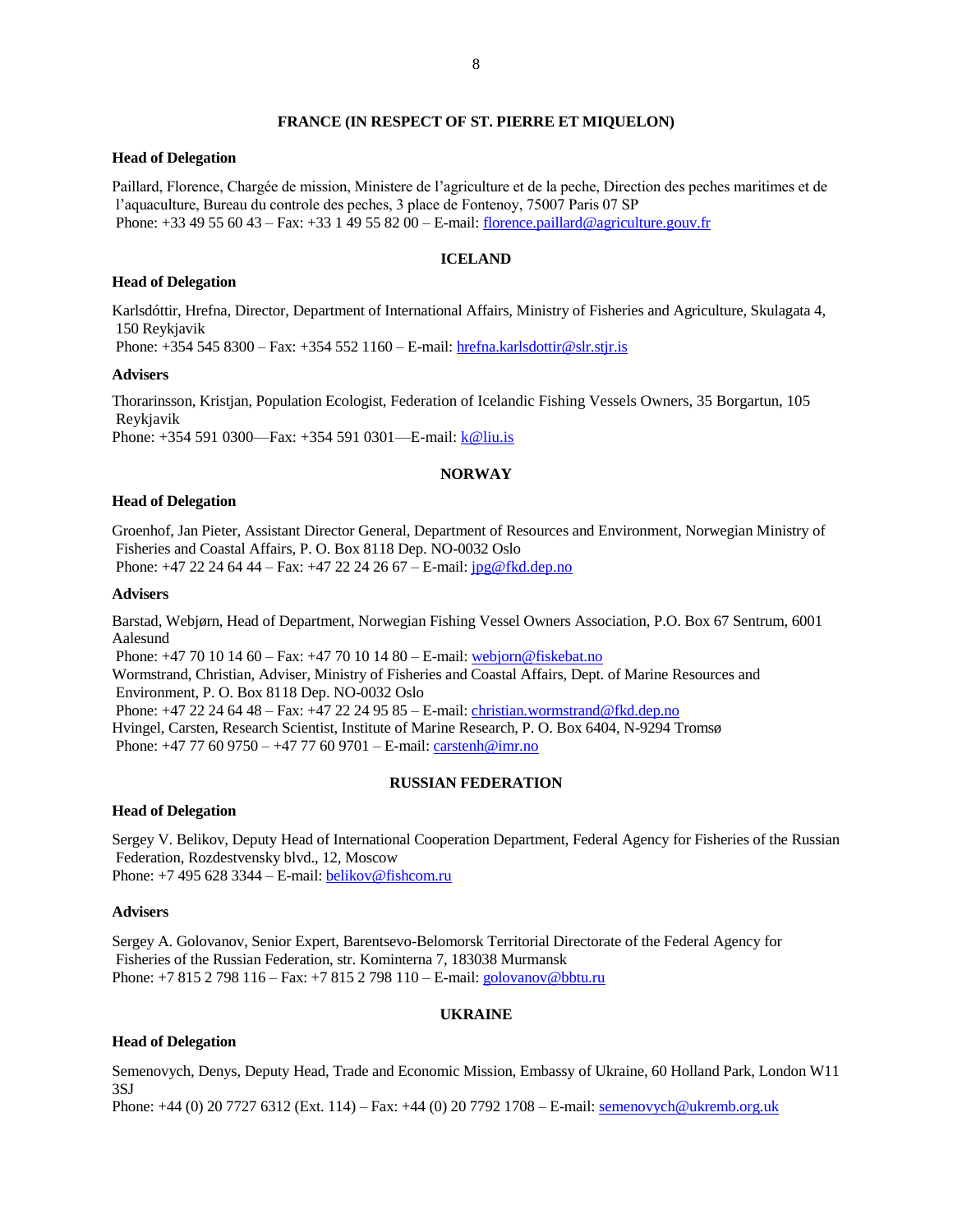## FRANCE (IN RESPECT OF ST. PIERRE ET MIQUELON)

**Head of Delegation**

Paillard, Florence, Chargée de mission, Ministere de l'agriculture et de la peche, Direction des peches maritimes et de l'aquaculture, Bureau du controle des peches, 3 place de Fontenoy, 75007 Paris 07 SP
Phone: +33 49 55 60 43 – Fax: +33 1 49 55 82 00 – E-mail: florence.paillard@agriculture.gouv.fr

## ICELAND

**Head of Delegation**

Karlsdóttir, Hrefna, Director, Department of International Affairs, Ministry of Fisheries and Agriculture, Skulagata 4, 150 Reykjavik
Phone: +354 545 8300 – Fax: +354 552 1160 – E-mail: hrefna.karlsdottir@slr.stjr.is

**Advisers**

Thorarinsson, Kristjan, Population Ecologist, Federation of Icelandic Fishing Vessels Owners, 35 Borgartun, 105 Reykjavik
Phone: +354 591 0300—Fax: +354 591 0301—E-mail: k@liu.is

## NORWAY

**Head of Delegation**

Groenhof, Jan Pieter, Assistant Director General, Department of Resources and Environment, Norwegian Ministry of Fisheries and Coastal Affairs, P. O. Box 8118 Dep. NO-0032 Oslo
Phone: +47 22 24 64 44 – Fax: +47 22 24 26 67 – E-mail: jpg@fkd.dep.no

**Advisers**

Barstad, Webjørn, Head of Department, Norwegian Fishing Vessel Owners Association, P.O. Box 67 Sentrum, 6001 Aalesund
Phone: +47 70 10 14 60 – Fax: +47 70 10 14 80 – E-mail: webjorn@fiskebat.no
Wormstrand, Christian, Adviser, Ministry of Fisheries and Coastal Affairs, Dept. of Marine Resources and Environment, P. O. Box 8118 Dep. NO-0032 Oslo
Phone: +47 22 24 64 48 – Fax: +47 22 24 95 85 – E-mail: christian.wormstrand@fkd.dep.no
Hvingel, Carsten, Research Scientist, Institute of Marine Research, P. O. Box 6404, N-9294 Tromsø
Phone: +47 77 60 9750 – +47 77 60 9701 – E-mail: carstenh@imr.no

## RUSSIAN FEDERATION

**Head of Delegation**

Sergey V. Belikov, Deputy Head of International Cooperation Department, Federal Agency for Fisheries of the Russian Federation, Rozdestvensky blvd., 12, Moscow
Phone: +7 495 628 3344 – E-mail: belikov@fishcom.ru

**Advisers**

Sergey A. Golovanov, Senior Expert, Barentsevo-Belomorsk Territorial Directorate of the Federal Agency for Fisheries of the Russian Federation, str. Kominterna 7, 183038 Murmansk
Phone: +7 815 2 798 116 – Fax: +7 815 2 798 110 – E-mail: golovanov@bbtu.ru

## UKRAINE

**Head of Delegation**

Semenovych, Denys, Deputy Head, Trade and Economic Mission, Embassy of Ukraine, 60 Holland Park, London W11 3SJ
Phone: +44 (0) 20 7727 6312 (Ext. 114) – Fax: +44 (0) 20 7792 1708 – E-mail: semenovych@ukremb.org.uk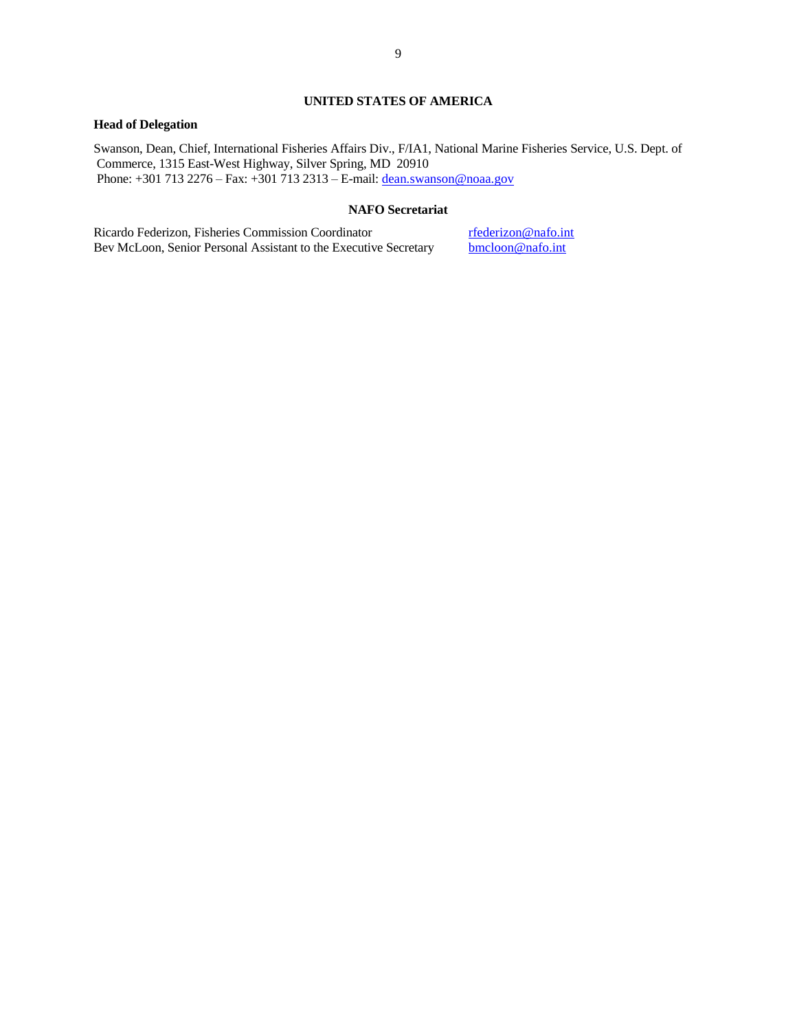## UNITED STATES OF AMERICA

**Head of Delegation**

Swanson, Dean, Chief, International Fisheries Affairs Div., F/IA1, National Marine Fisheries Service, U.S. Dept. of Commerce, 1315 East-West Highway, Silver Spring, MD 20910
Phone: +301 713 2276 – Fax: +301 713 2313 – E-mail: dean.swanson@noaa.gov

## NAFO Secretariat

| | |
|---|---|
| Ricardo Federizon, Fisheries Commission Coordinator | rfederizon@nafo.int |
| Bev McLoon, Senior Personal Assistant to the Executive Secretary | bmcloon@nafo.int |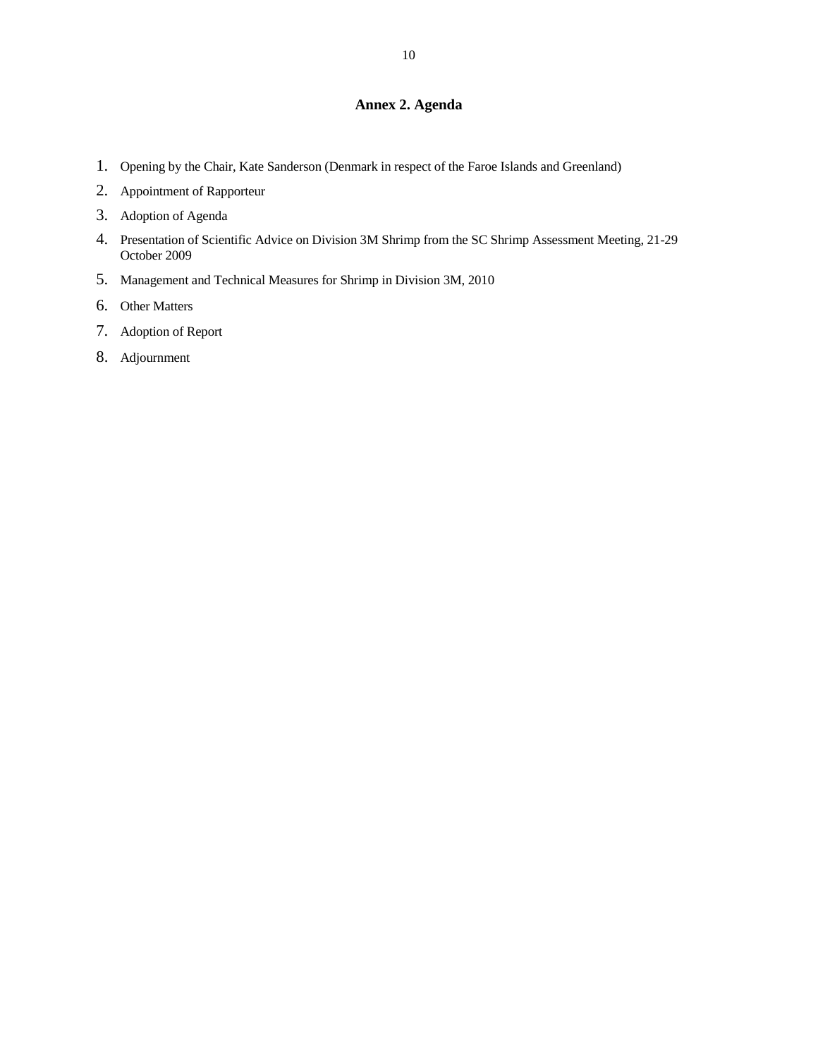## Annex 2. Agenda

1. Opening by the Chair, Kate Sanderson (Denmark in respect of the Faroe Islands and Greenland)
2. Appointment of Rapporteur
3. Adoption of Agenda
4. Presentation of Scientific Advice on Division 3M Shrimp from the SC Shrimp Assessment Meeting, 21-29 October 2009
5. Management and Technical Measures for Shrimp in Division 3M, 2010
6. Other Matters
7. Adoption of Report
8. Adjournment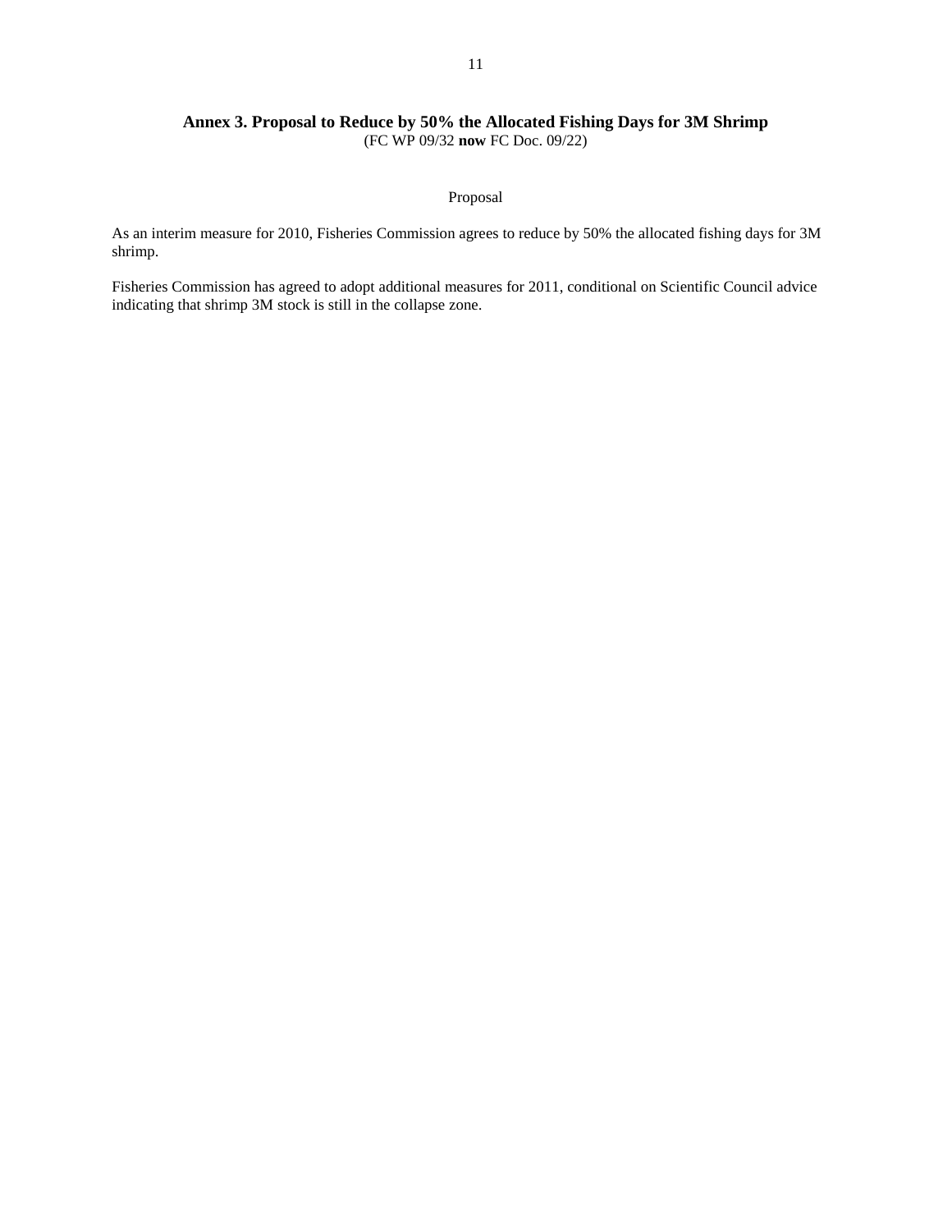## Annex 3. Proposal to Reduce by 50% the Allocated Fishing Days for 3M Shrimp

(FC WP 09/32 **now** FC Doc. 09/22)

Proposal

As an interim measure for 2010, Fisheries Commission agrees to reduce by 50% the allocated fishing days for 3M shrimp.

Fisheries Commission has agreed to adopt additional measures for 2011, conditional on Scientific Council advice indicating that shrimp 3M stock is still in the collapse zone.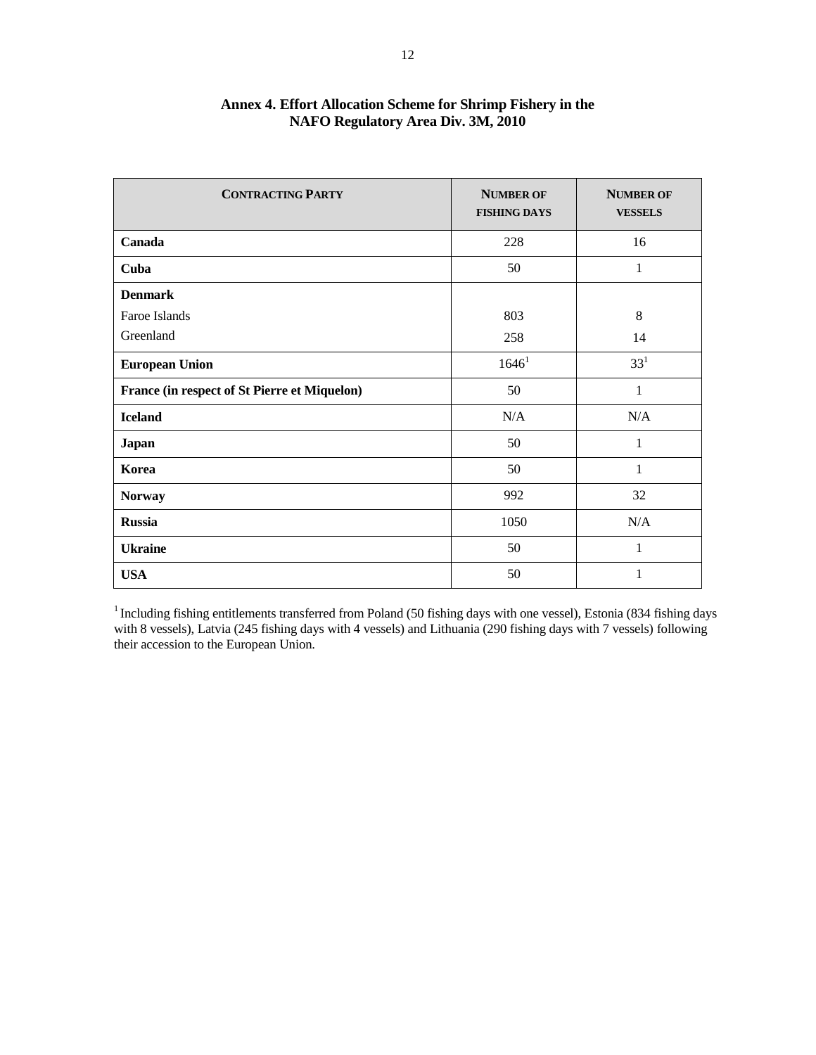## Annex 4. Effort Allocation Scheme for Shrimp Fishery in the NAFO Regulatory Area Div. 3M, 2010

| CONTRACTING PARTY | NUMBER OF FISHING DAYS | NUMBER OF VESSELS |
|---|---|---|
| **Canada** | 228 | 16 |
| **Cuba** | 50 | 1 |
| **Denmark** | | |
| Faroe Islands | 803 | 8 |
| Greenland | 258 | 14 |
| **European Union** | 1646[1] | 33[1] |
| **France (in respect of St Pierre et Miquelon)** | 50 | 1 |
| **Iceland** | N/A | N/A |
| **Japan** | 50 | 1 |
| **Korea** | 50 | 1 |
| **Norway** | 992 | 32 |
| **Russia** | 1050 | N/A |
| **Ukraine** | 50 | 1 |
| **USA** | 50 | 1 |

[1] Including fishing entitlements transferred from Poland (50 fishing days with one vessel), Estonia (834 fishing days with 8 vessels), Latvia (245 fishing days with 4 vessels) and Lithuania (290 fishing days with 7 vessels) following their accession to the European Union.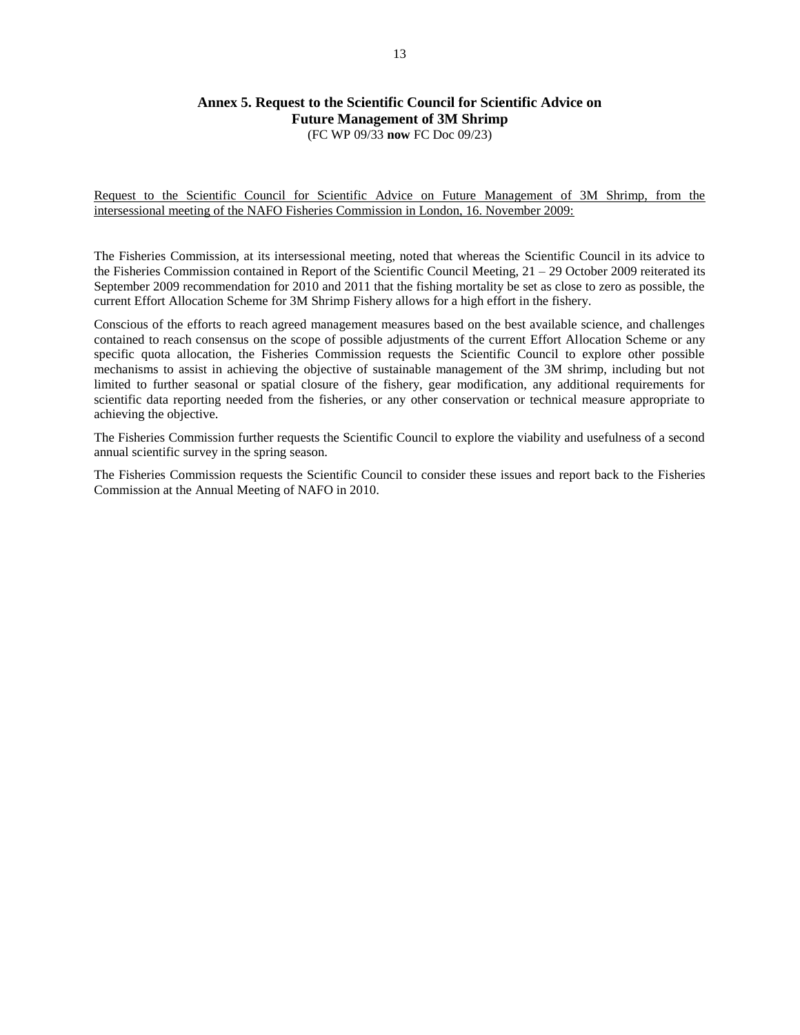## Annex 5. Request to the Scientific Council for Scientific Advice on Future Management of 3M Shrimp

(FC WP 09/33 **now** FC Doc 09/23)

Request to the Scientific Council for Scientific Advice on Future Management of 3M Shrimp, from the intersessional meeting of the NAFO Fisheries Commission in London, 16. November 2009:

The Fisheries Commission, at its intersessional meeting, noted that whereas the Scientific Council in its advice to the Fisheries Commission contained in Report of the Scientific Council Meeting, 21 – 29 October 2009 reiterated its September 2009 recommendation for 2010 and 2011 that the fishing mortality be set as close to zero as possible, the current Effort Allocation Scheme for 3M Shrimp Fishery allows for a high effort in the fishery.

Conscious of the efforts to reach agreed management measures based on the best available science, and challenges contained to reach consensus on the scope of possible adjustments of the current Effort Allocation Scheme or any specific quota allocation, the Fisheries Commission requests the Scientific Council to explore other possible mechanisms to assist in achieving the objective of sustainable management of the 3M shrimp, including but not limited to further seasonal or spatial closure of the fishery, gear modification, any additional requirements for scientific data reporting needed from the fisheries, or any other conservation or technical measure appropriate to achieving the objective.

The Fisheries Commission further requests the Scientific Council to explore the viability and usefulness of a second annual scientific survey in the spring season.

The Fisheries Commission requests the Scientific Council to consider these issues and report back to the Fisheries Commission at the Annual Meeting of NAFO in 2010.